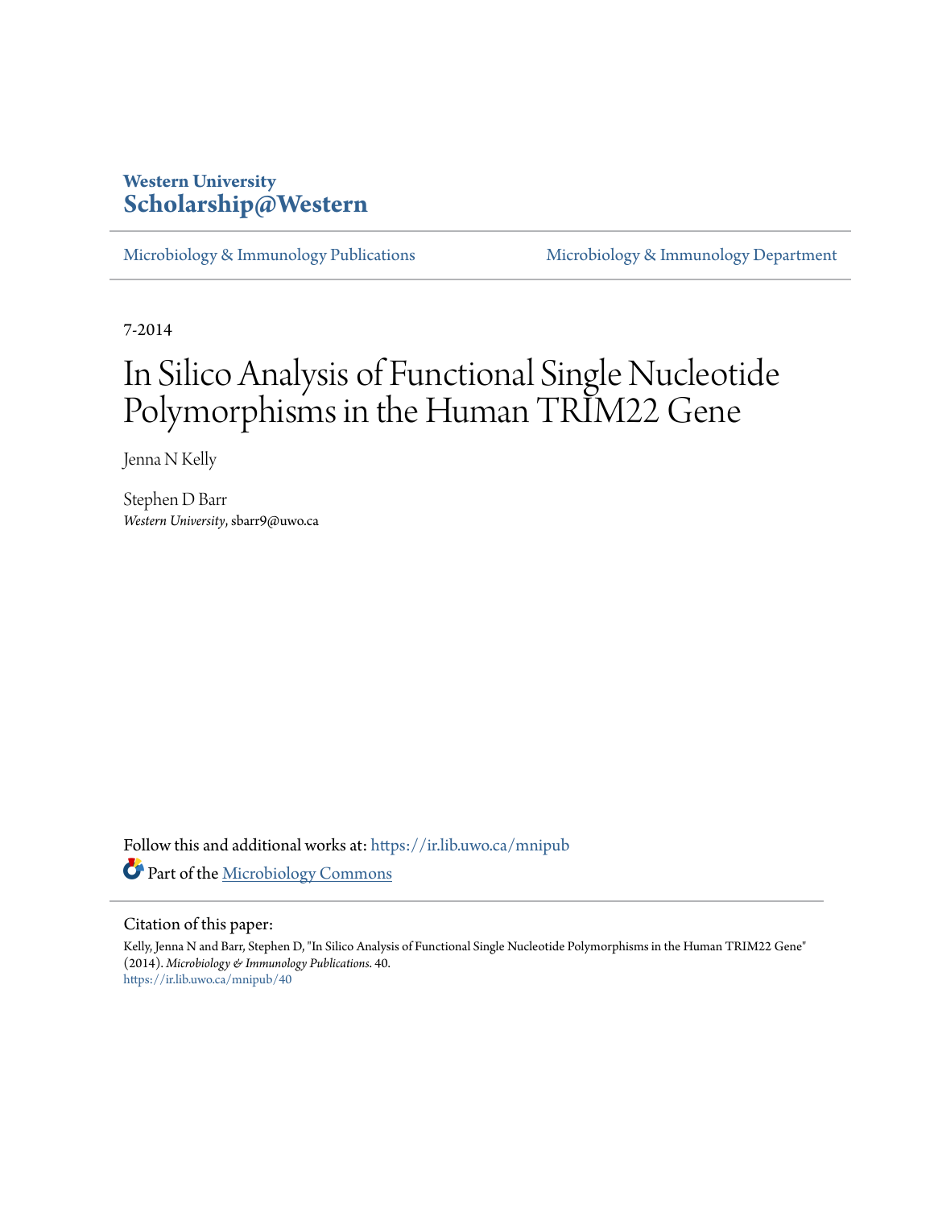Western University
**Scholarship@Western**

Microbiology & Immunology Publications — Microbiology & Immunology Department

7-2014

# In Silico Analysis of Functional Single Nucleotide Polymorphisms in the Human TRIM22 Gene

Jenna N Kelly

Stephen D Barr
*Western University*, sbarr9@uwo.ca

Follow this and additional works at: https://ir.lib.uwo.ca/mnipub

Part of the Microbiology Commons

## Citation of this paper:

Kelly, Jenna N and Barr, Stephen D, "In Silico Analysis of Functional Single Nucleotide Polymorphisms in the Human TRIM22 Gene" (2014). *Microbiology & Immunology Publications*. 40.
https://ir.lib.uwo.ca/mnipub/40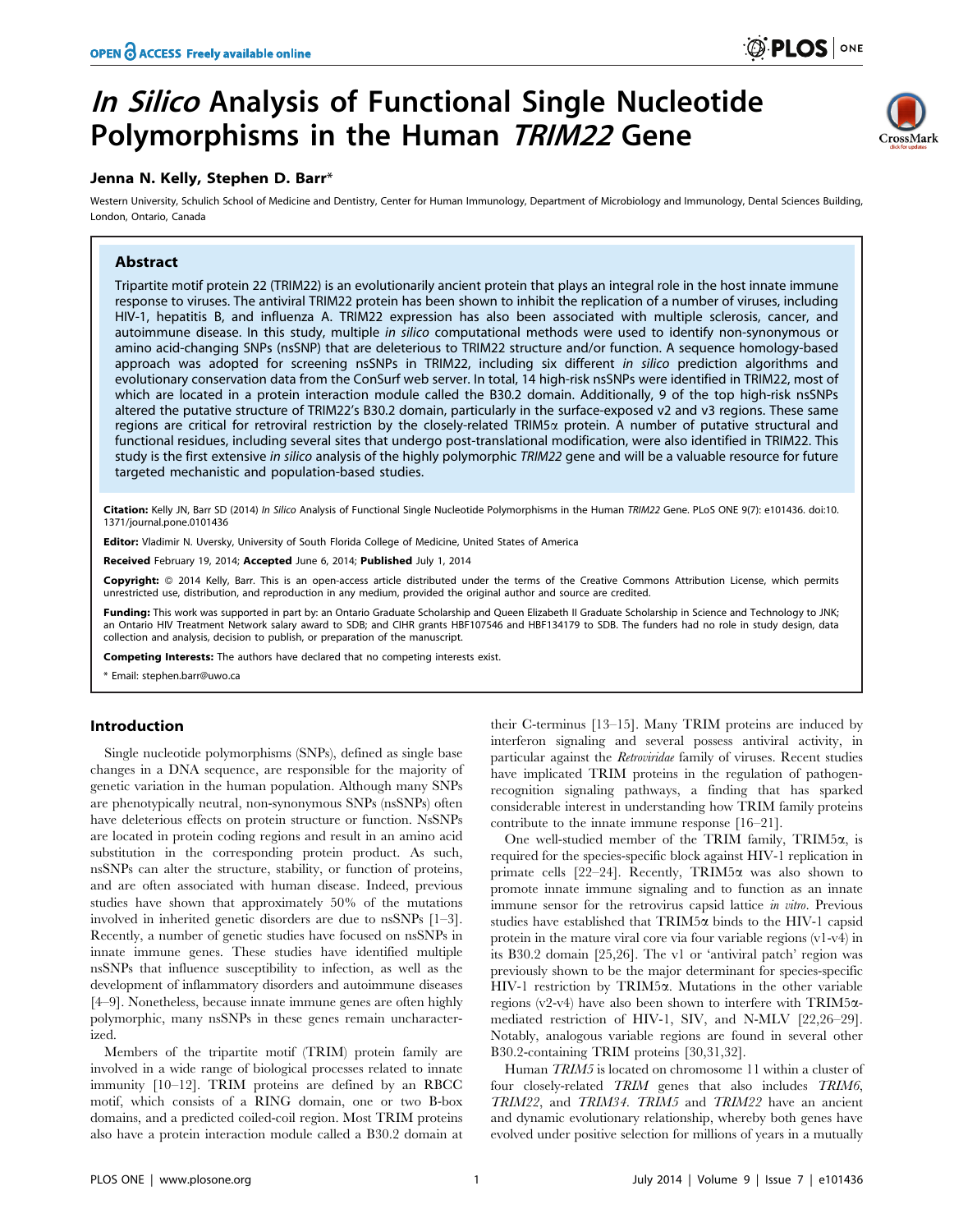# *In Silico* Analysis of Functional Single Nucleotide Polymorphisms in the Human *TRIM22* Gene

**Jenna N. Kelly, Stephen D. Barr***

Western University, Schulich School of Medicine and Dentistry, Center for Human Immunology, Department of Microbiology and Immunology, Dental Sciences Building, London, Ontario, Canada

## Abstract

Tripartite motif protein 22 (TRIM22) is an evolutionarily ancient protein that plays an integral role in the host innate immune response to viruses. The antiviral TRIM22 protein has been shown to inhibit the replication of a number of viruses, including HIV-1, hepatitis B, and influenza A. TRIM22 expression has also been associated with multiple sclerosis, cancer, and autoimmune disease. In this study, multiple *in silico* computational methods were used to identify non-synonymous or amino acid-changing SNPs (nsSNP) that are deleterious to TRIM22 structure and/or function. A sequence homology-based approach was adopted for screening nsSNPs in TRIM22, including six different *in silico* prediction algorithms and evolutionary conservation data from the ConSurf web server. In total, 14 high-risk nsSNPs were identified in TRIM22, most of which are located in a protein interaction module called the B30.2 domain. Additionally, 9 of the top high-risk nsSNPs altered the putative structure of TRIM22's B30.2 domain, particularly in the surface-exposed v2 and v3 regions. These same regions are critical for retroviral restriction by the closely-related TRIM5α protein. A number of putative structural and functional residues, including several sites that undergo post-translational modification, were also identified in TRIM22. This study is the first extensive *in silico* analysis of the highly polymorphic *TRIM22* gene and will be a valuable resource for future targeted mechanistic and population-based studies.

**Citation:** Kelly JN, Barr SD (2014) *In Silico* Analysis of Functional Single Nucleotide Polymorphisms in the Human *TRIM22* Gene. PLoS ONE 9(7): e101436. doi:10.1371/journal.pone.0101436

**Editor:** Vladimir N. Uversky, University of South Florida College of Medicine, United States of America

**Received** February 19, 2014; **Accepted** June 6, 2014; **Published** July 1, 2014

**Copyright:** © 2014 Kelly, Barr. This is an open-access article distributed under the terms of the Creative Commons Attribution License, which permits unrestricted use, distribution, and reproduction in any medium, provided the original author and source are credited.

**Funding:** This work was supported in part by: an Ontario Graduate Scholarship and Queen Elizabeth II Graduate Scholarship in Science and Technology to JNK; an Ontario HIV Treatment Network salary award to SDB; and CIHR grants HBF107546 and HBF134179 to SDB. The funders had no role in study design, data collection and analysis, decision to publish, or preparation of the manuscript.

**Competing Interests:** The authors have declared that no competing interests exist.

\* Email: stephen.barr@uwo.ca

## Introduction

Single nucleotide polymorphisms (SNPs), defined as single base changes in a DNA sequence, are responsible for the majority of genetic variation in the human population. Although many SNPs are phenotypically neutral, non-synonymous SNPs (nsSNPs) often have deleterious effects on protein structure or function. NsSNPs are located in protein coding regions and result in an amino acid substitution in the corresponding protein product. As such, nsSNPs can alter the structure, stability, or function of proteins, and are often associated with human disease. Indeed, previous studies have shown that approximately 50% of the mutations involved in inherited genetic disorders are due to nsSNPs [1–3]. Recently, a number of genetic studies have focused on nsSNPs in innate immune genes. These studies have identified multiple nsSNPs that influence susceptibility to infection, as well as the development of inflammatory disorders and autoimmune diseases [4–9]. Nonetheless, because innate immune genes are often highly polymorphic, many nsSNPs in these genes remain uncharacterized.

Members of the tripartite motif (TRIM) protein family are involved in a wide range of biological processes related to innate immunity [10–12]. TRIM proteins are defined by an RBCC motif, which consists of a RING domain, one or two B-box domains, and a predicted coiled-coil region. Most TRIM proteins also have a protein interaction module called a B30.2 domain at their C-terminus [13–15]. Many TRIM proteins are induced by interferon signaling and several possess antiviral activity, in particular against the *Retroviridae* family of viruses. Recent studies have implicated TRIM proteins in the regulation of pathogen-recognition signaling pathways, a finding that has sparked considerable interest in understanding how TRIM family proteins contribute to the innate immune response [16–21].

One well-studied member of the TRIM family, TRIM5α, is required for the species-specific block against HIV-1 replication in primate cells [22–24]. Recently, TRIM5α was also shown to promote innate immune signaling and to function as an innate immune sensor for the retrovirus capsid lattice *in vitro*. Previous studies have established that TRIM5α binds to the HIV-1 capsid protein in the mature viral core via four variable regions (v1-v4) in its B30.2 domain [25,26]. The v1 or 'antiviral patch' region was previously shown to be the major determinant for species-specific HIV-1 restriction by TRIM5α. Mutations in the other variable regions (v2-v4) have also been shown to interfere with TRIM5α-mediated restriction of HIV-1, SIV, and N-MLV [22,26–29]. Notably, analogous variable regions are found in several other B30.2-containing TRIM proteins [30,31,32].

Human *TRIM5* is located on chromosome 11 within a cluster of four closely-related *TRIM* genes that also includes *TRIM6*, *TRIM22*, and *TRIM34*. *TRIM5* and *TRIM22* have an ancient and dynamic evolutionary relationship, whereby both genes have evolved under positive selection for millions of years in a mutually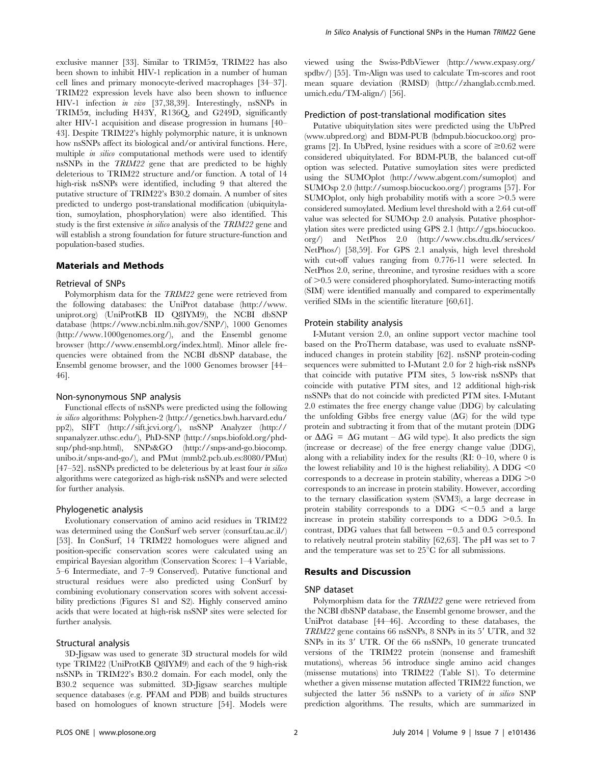exclusive manner [33]. Similar to TRIM5α, TRIM22 has also been shown to inhibit HIV-1 replication in a number of human cell lines and primary monocyte-derived macrophages [34–37]. TRIM22 expression levels have also been shown to influence HIV-1 infection *in vivo* [37,38,39]. Interestingly, nsSNPs in TRIM5α, including H43Y, R136Q, and G249D, significantly alter HIV-1 acquisition and disease progression in humans [40–43]. Despite TRIM22's highly polymorphic nature, it is unknown how nsSNPs affect its biological and/or antiviral functions. Here, multiple *in silico* computational methods were used to identify nsSNPs in the *TRIM22* gene that are predicted to be highly deleterious to TRIM22 structure and/or function. A total of 14 high-risk nsSNPs were identified, including 9 that altered the putative structure of TRIM22's B30.2 domain. A number of sites predicted to undergo post-translational modification (ubiquitylation, sumoylation, phosphorylation) were also identified. This study is the first extensive *in silico* analysis of the *TRIM22* gene and will establish a strong foundation for future structure-function and population-based studies.

## Materials and Methods

### Retrieval of SNPs

Polymorphism data for the *TRIM22* gene were retrieved from the following databases: the UniProt database (http://www.uniprot.org) (UniProtKB ID Q8IYM9), the NCBI dbSNP database (https://www.ncbi.nlm.nih.gov/SNP/), 1000 Genomes (http://www.1000genomes.org/), and the Ensembl genome browser (http://www.ensembl.org/index.html). Minor allele frequencies were obtained from the NCBI dbSNP database, the Ensembl genome browser, and the 1000 Genomes browser [44–46].

### Non-synonymous SNP analysis

Functional effects of nsSNPs were predicted using the following *in silico* algorithms: Polyphen-2 (http://genetics.bwh.harvard.edu/pp2), SIFT (http://sift.jcvi.org/), nsSNP Analyzer (http://snpanalyzer.uthsc.edu/), PhD-SNP (http://snps.biofold.org/phd-snp/phd-snp.html), SNPs&GO (http://snps-and-go.biocomp.unibo.it/snps-and-go/), and PMut (mmb2.pcb.ub.es:8080/PMut) [47–52]. nsSNPs predicted to be deleterious by at least four *in silico* algorithms were categorized as high-risk nsSNPs and were selected for further analysis.

### Phylogenetic analysis

Evolutionary conservation of amino acid residues in TRIM22 was determined using the ConSurf web server (consurf.tau.ac.il/) [53]. In ConSurf, 14 TRIM22 homologues were aligned and position-specific conservation scores were calculated using an empirical Bayesian algorithm (Conservation Scores: 1–4 Variable, 5–6 Intermediate, and 7–9 Conserved). Putative functional and structural residues were also predicted using ConSurf by combining evolutionary conservation scores with solvent accessibility predictions (Figures S1 and S2). Highly conserved amino acids that were located at high-risk nsSNP sites were selected for further analysis.

### Structural analysis

3D-Jigsaw was used to generate 3D structural models for wild type TRIM22 (UniProtKB Q8IYM9) and each of the 9 high-risk nsSNPs in TRIM22's B30.2 domain. For each model, only the B30.2 sequence was submitted. 3D-Jigsaw searches multiple sequence databases (e.g. PFAM and PDB) and builds structures based on homologues of known structure [54]. Models were viewed using the Swiss-PdbViewer (http://www.expasy.org/spdbv/) [55]. Tm-Align was used to calculate Tm-scores and root mean square deviation (RMSD) (http://zhanglab.ccmb.med.umich.edu/TM-align/) [56].

### Prediction of post-translational modification sites

Putative ubiquitylation sites were predicted using the UbPred (www.ubpred.org) and BDM-PUB (bdmpub.biocuckoo.org) programs [2]. In UbPred, lysine residues with a score of $\geq$0.62 were considered ubiquitylated. For BDM-PUB, the balanced cut-off option was selected. Putative sumoylation sites were predicted using the SUMOplot (http://www.abgent.com/sumoplot) and SUMOsp 2.0 (http://sumosp.biocuckoo.org/) programs [57]. For SUMOplot, only high probability motifs with a score $>$0.5 were considered sumoylated. Medium level threshold with a 2.64 cut-off value was selected for SUMOsp 2.0 analysis. Putative phosphorylation sites were predicted using GPS 2.1 (http://gps.biocuckoo.org/) and NetPhos 2.0 (http://www.cbs.dtu.dk/services/NetPhos/) [58,59]. For GPS 2.1 analysis, high level threshold with cut-off values ranging from 0.776-11 were selected. In NetPhos 2.0, serine, threonine, and tyrosine residues with a score of $>$0.5 were considered phosphorylated. Sumo-interacting motifs (SIM) were identified manually and compared to experimentally verified SIMs in the scientific literature [60,61].

### Protein stability analysis

I-Mutant version 2.0, an online support vector machine tool based on the ProTherm database, was used to evaluate nsSNP-induced changes in protein stability [62]. nsSNP protein-coding sequences were submitted to I-Mutant 2.0 for 2 high-risk nsSNPs that coincide with putative PTM sites, 5 low-risk nsSNPs that coincide with putative PTM sites, and 12 additional high-risk nsSNPs that do not coincide with predicted PTM sites. I-Mutant 2.0 estimates the free energy change value (DDG) by calculating the unfolding Gibbs free energy value ($\Delta G$) for the wild type protein and subtracting it from that of the mutant protein (DDG or $\Delta\Delta G = \Delta G$ mutant – $\Delta G$ wild type). It also predicts the sign (increase or decrease) of the free energy change value (DDG), along with a reliability index for the results (RI: 0–10, where 0 is the lowest reliability and 10 is the highest reliability). A DDG $<0$ corresponds to a decrease in protein stability, whereas a DDG $>0$ corresponds to an increase in protein stability. However, according to the ternary classification system (SVM3), a large decrease in protein stability corresponds to a DDG $<-0.5$ and a large increase in protein stability corresponds to a DDG $>0.5$. In contrast, DDG values that fall between $-0.5$ and 0.5 correspond to relatively neutral protein stability [62,63]. The pH was set to 7 and the temperature was set to 25°C for all submissions.

## Results and Discussion

### SNP dataset

Polymorphism data for the *TRIM22* gene were retrieved from the NCBI dbSNP database, the Ensembl genome browser, and the UniProt database [44–46]. According to these databases, the *TRIM22* gene contains 66 nsSNPs, 8 SNPs in its 5′ UTR, and 32 SNPs in its 3′ UTR. Of the 66 nsSNPs, 10 generate truncated versions of the TRIM22 protein (nonsense and frameshift mutations), whereas 56 introduce single amino acid changes (missense mutations) into TRIM22 (Table S1). To determine whether a given missense mutation affected TRIM22 function, we subjected the latter 56 nsSNPs to a variety of *in silico* SNP prediction algorithms. The results, which are summarized in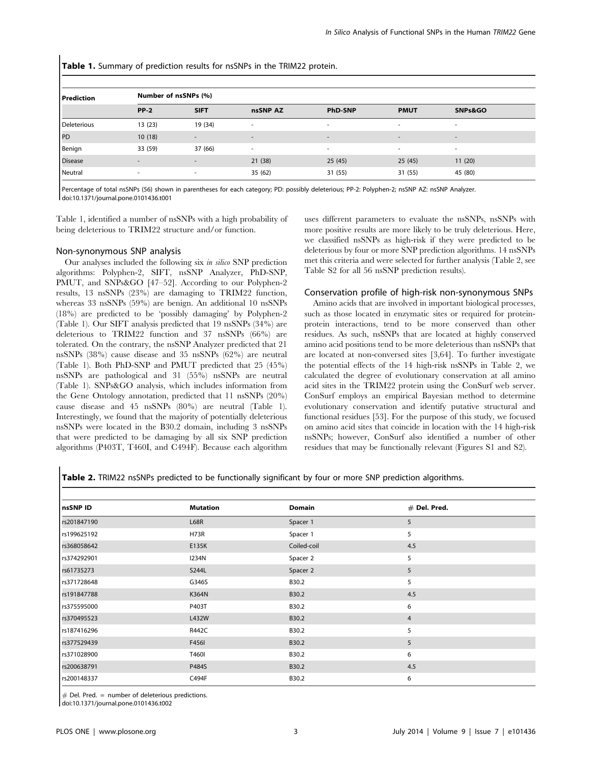**Table 1.** Summary of prediction results for nsSNPs in the TRIM22 protein.

| Prediction | Number of nsSNPs (%) | | | | | |
|---|---|---|---|---|---|---|
| | PP-2 | SIFT | nsSNP AZ | PhD-SNP | PMUT | SNPs&GO |
| Deleterious | 13 (23) | 19 (34) | - | - | - | - |
| PD | 10 (18) | - | - | - | - | - |
| Benign | 33 (59) | 37 (66) | - | - | - | - |
| Disease | - | - | 21 (38) | 25 (45) | 25 (45) | 11 (20) |
| Neutral | - | - | 35 (62) | 31 (55) | 31 (55) | 45 (80) |

Percentage of total nsSNPs (56) shown in parentheses for each category; PD: possibly deleterious; PP-2: Polyphen-2; nsSNP AZ: nsSNP Analyzer.
doi:10.1371/journal.pone.0101436.t001

Table 1, identified a number of nsSNPs with a high probability of being deleterious to TRIM22 structure and/or function.

## Non-synonymous SNP analysis

Our analyses included the following six *in silico* SNP prediction algorithms: Polyphen-2, SIFT, nsSNP Analyzer, PhD-SNP, PMUT, and SNPs&GO [47–52]. According to our Polyphen-2 results, 13 nsSNPs (23%) are damaging to TRIM22 function, whereas 33 nsSNPs (59%) are benign. An additional 10 nsSNPs (18%) are predicted to be 'possibly damaging' by Polyphen-2 (Table 1). Our SIFT analysis predicted that 19 nsSNPs (34%) are deleterious to TRIM22 function and 37 nsSNPs (66%) are tolerated. On the contrary, the nsSNP Analyzer predicted that 21 nsSNPs (38%) cause disease and 35 nsSNPs (62%) are neutral (Table 1). Both PhD-SNP and PMUT predicted that 25 (45%) nsSNPs are pathological and 31 (55%) nsSNPs are neutral (Table 1). SNPs&GO analysis, which includes information from the Gene Ontology annotation, predicted that 11 nsSNPs (20%) cause disease and 45 nsSNPs (80%) are neutral (Table 1). Interestingly, we found that the majority of potentially deleterious nsSNPs were located in the B30.2 domain, including 3 nsSNPs that were predicted to be damaging by all six SNP prediction algorithms (P403T, T460I, and C494F). Because each algorithm uses different parameters to evaluate the nsSNPs, nsSNPs with more positive results are more likely to be truly deleterious. Here, we classified nsSNPs as high-risk if they were predicted to be deleterious by four or more SNP prediction algorithms. 14 nsSNPs met this criteria and were selected for further analysis (Table 2, see Table S2 for all 56 nsSNP prediction results).

## Conservation profile of high-risk non-synonymous SNPs

Amino acids that are involved in important biological processes, such as those located in enzymatic sites or required for protein-protein interactions, tend to be more conserved than other residues. As such, nsSNPs that are located at highly conserved amino acid positions tend to be more deleterious than nsSNPs that are located at non-conversed sites [3,64]. To further investigate the potential effects of the 14 high-risk nsSNPs in Table 2, we calculated the degree of evolutionary conservation at all amino acid sites in the TRIM22 protein using the ConSurf web server. ConSurf employs an empirical Bayesian method to determine evolutionary conservation and identify putative structural and functional residues [53]. For the purpose of this study, we focused on amino acid sites that coincide in location with the 14 high-risk nsSNPs; however, ConSurf also identified a number of other residues that may be functionally relevant (Figures S1 and S2).

**Table 2.** TRIM22 nsSNPs predicted to be functionally significant by four or more SNP prediction algorithms.

| nsSNP ID | Mutation | Domain | # Del. Pred. |
|---|---|---|---|
| rs201847190 | L68R | Spacer 1 | 5 |
| rs199625192 | H73R | Spacer 1 | 5 |
| rs368058642 | E135K | Coiled-coil | 4.5 |
| rs374292901 | I234N | Spacer 2 | 5 |
| rs61735273 | S244L | Spacer 2 | 5 |
| rs371728648 | G346S | B30.2 | 5 |
| rs191847788 | K364N | B30.2 | 4.5 |
| rs375595000 | P403T | B30.2 | 6 |
| rs370495523 | L432W | B30.2 | 4 |
| rs187416296 | R442C | B30.2 | 5 |
| rs377529439 | F456I | B30.2 | 5 |
| rs371028900 | T460I | B30.2 | 6 |
| rs200638791 | P484S | B30.2 | 4.5 |
| rs200148337 | C494F | B30.2 | 6 |

# Del. Pred. = number of deleterious predictions.
doi:10.1371/journal.pone.0101436.t002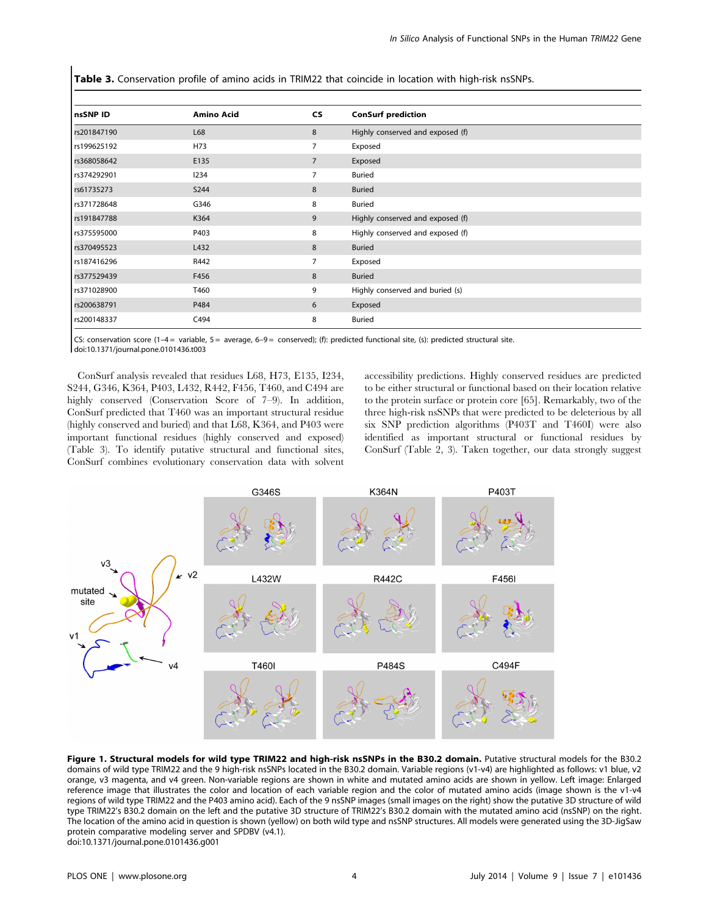**Table 3.** Conservation profile of amino acids in TRIM22 that coincide in location with high-risk nsSNPs.

| nsSNP ID | Amino Acid | CS | ConSurf prediction |
|---|---|---|---|
| rs201847190 | L68 | 8 | Highly conserved and exposed (f) |
| rs199625192 | H73 | 7 | Exposed |
| rs368058642 | E135 | 7 | Exposed |
| rs374292901 | I234 | 7 | Buried |
| rs61735273 | S244 | 8 | Buried |
| rs371728648 | G346 | 8 | Buried |
| rs191847788 | K364 | 9 | Highly conserved and exposed (f) |
| rs375595000 | P403 | 8 | Highly conserved and exposed (f) |
| rs370495523 | L432 | 8 | Buried |
| rs187416296 | R442 | 7 | Exposed |
| rs377529439 | F456 | 8 | Buried |
| rs371028900 | T460 | 9 | Highly conserved and buried (s) |
| rs200638791 | P484 | 6 | Exposed |
| rs200148337 | C494 | 8 | Buried |

CS: conservation score (1–4 = variable, 5 = average, 6–9 = conserved); (f): predicted functional site, (s): predicted structural site.
doi:10.1371/journal.pone.0101436.t003

ConSurf analysis revealed that residues L68, H73, E135, I234, S244, G346, K364, P403, L432, R442, F456, T460, and C494 are highly conserved (Conservation Score of 7–9). In addition, ConSurf predicted that T460 was an important structural residue (highly conserved and buried) and that L68, K364, and P403 were important functional residues (highly conserved and exposed) (Table 3). To identify putative structural and functional sites, ConSurf combines evolutionary conservation data with solvent accessibility predictions. Highly conserved residues are predicted to be either structural or functional based on their location relative to the protein surface or protein core [65]. Remarkably, two of the three high-risk nsSNPs that were predicted to be deleterious by all six SNP prediction algorithms (P403T and T460I) were also identified as important structural or functional residues by ConSurf (Table 2, 3). Taken together, our data strongly suggest

**Figure 1. Structural models for wild type TRIM22 and high-risk nsSNPs in the B30.2 domain.** Putative structural models for the B30.2 domains of wild type TRIM22 and the 9 high-risk nsSNPs located in the B30.2 domain. Variable regions (v1-v4) are highlighted as follows: v1 blue, v2 orange, v3 magenta, and v4 green. Non-variable regions are shown in white and mutated amino acids are shown in yellow. Left image: Enlarged reference image that illustrates the color and location of each variable region and the color of mutated amino acids (image shown is the v1-v4 regions of wild type TRIM22 and the P403 amino acid). Each of the 9 nsSNP images (small images on the right) show the putative 3D structure of wild type TRIM22's B30.2 domain on the left and the putative 3D structure of TRIM22's B30.2 domain with the mutated amino acid (nsSNP) on the right. The location of the amino acid in question is shown (yellow) on both wild type and nsSNP structures. All models were generated using the 3D-JigSaw protein comparative modeling server and SPDBV (v4.1).
doi:10.1371/journal.pone.0101436.g001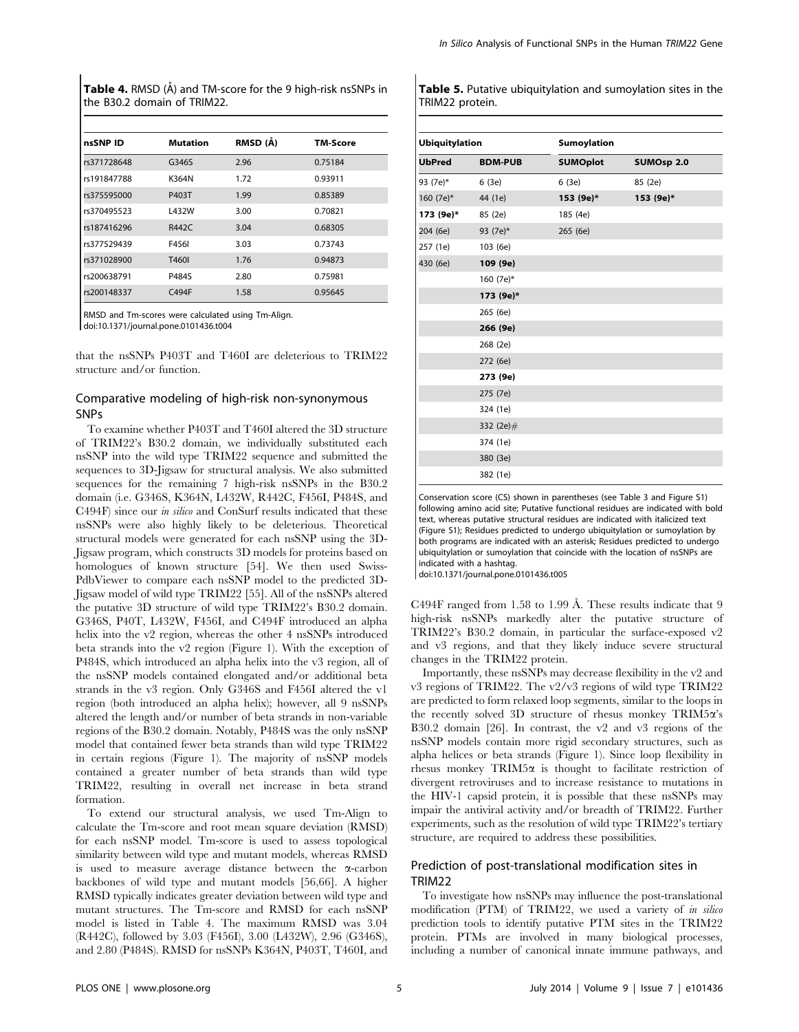**Table 4.** RMSD (Å) and TM-score for the 9 high-risk nsSNPs in the B30.2 domain of TRIM22.

| nsSNP ID | Mutation | RMSD (Å) | TM-Score |
|---|---|---|---|
| rs371728648 | G346S | 2.96 | 0.75184 |
| rs191847788 | K364N | 1.72 | 0.93911 |
| rs375595000 | P403T | 1.99 | 0.85389 |
| rs370495523 | L432W | 3.00 | 0.70821 |
| rs187416296 | R442C | 3.04 | 0.68305 |
| rs377529439 | F456I | 3.03 | 0.73743 |
| rs371028900 | T460I | 1.76 | 0.94873 |
| rs200638791 | P484S | 2.80 | 0.75981 |
| rs200148337 | C494F | 1.58 | 0.95645 |

RMSD and Tm-scores were calculated using Tm-Align.
doi:10.1371/journal.pone.0101436.t004

that the nsSNPs P403T and T460I are deleterious to TRIM22 structure and/or function.

## Comparative modeling of high-risk non-synonymous SNPs

To examine whether P403T and T460I altered the 3D structure of TRIM22's B30.2 domain, we individually substituted each nsSNP into the wild type TRIM22 sequence and submitted the sequences to 3D-Jigsaw for structural analysis. We also submitted sequences for the remaining 7 high-risk nsSNPs in the B30.2 domain (i.e. G346S, K364N, L432W, R442C, F456I, P484S, and C494F) since our *in silico* and ConSurf results indicated that these nsSNPs were also highly likely to be deleterious. Theoretical structural models were generated for each nsSNP using the 3D-Jigsaw program, which constructs 3D models for proteins based on homologues of known structure [54]. We then used Swiss-PdbViewer to compare each nsSNP model to the predicted 3D-Jigsaw model of wild type TRIM22 [55]. All of the nsSNPs altered the putative 3D structure of wild type TRIM22's B30.2 domain. G346S, P40T, L432W, F456I, and C494F introduced an alpha helix into the v2 region, whereas the other 4 nsSNPs introduced beta strands into the v2 region (Figure 1). With the exception of P484S, which introduced an alpha helix into the v3 region, all of the nsSNP models contained elongated and/or additional beta strands in the v3 region. Only G346S and F456I altered the v1 region (both introduced an alpha helix); however, all 9 nsSNPs altered the length and/or number of beta strands in non-variable regions of the B30.2 domain. Notably, P484S was the only nsSNP model that contained fewer beta strands than wild type TRIM22 in certain regions (Figure 1). The majority of nsSNP models contained a greater number of beta strands than wild type TRIM22, resulting in overall net increase in beta strand formation.

To extend our structural analysis, we used Tm-Align to calculate the Tm-score and root mean square deviation (RMSD) for each nsSNP model. Tm-score is used to assess topological similarity between wild type and mutant models, whereas RMSD is used to measure average distance between the α-carbon backbones of wild type and mutant models [56,66]. A higher RMSD typically indicates greater deviation between wild type and mutant structures. The Tm-score and RMSD for each nsSNP model is listed in Table 4. The maximum RMSD was 3.04 (R442C), followed by 3.03 (F456I), 3.00 (L432W), 2.96 (G346S), and 2.80 (P484S). RMSD for nsSNPs K364N, P403T, T460I, and C494F ranged from 1.58 to 1.99 Å. These results indicate that 9 high-risk nsSNPs markedly alter the putative structure of TRIM22's B30.2 domain, in particular the surface-exposed v2 and v3 regions, and that they likely induce severe structural changes in the TRIM22 protein.

**Table 5.** Putative ubiquitylation and sumoylation sites in the TRIM22 protein.

| Ubiquitylation | | Sumoylation | |
|---|---|---|---|
| **UbPred** | **BDM-PUB** | **SUMOplot** | **SUMOsp 2.0** |
| 93 (7e)* | 6 (3e) | 6 (3e) | 85 (2e) |
| 160 (7e)* | 44 (1e) | **153 (9e)*** | **153 (9e)*** |
| **173 (9e)*** | 85 (2e) | 185 (4e) | |
| 204 (6e) | 93 (7e)* | 265 (6e) | |
| 257 (1e) | 103 (6e) | | |
| 430 (6e) | **109 (9e)** | | |
| | 160 (7e)* | | |
| | **173 (9e)*** | | |
| | 265 (6e) | | |
| | **266 (9e)** | | |
| | 268 (2e) | | |
| | 272 (6e) | | |
| | **273 (9e)** | | |
| | 275 (7e) | | |
| | 324 (1e) | | |
| | 332 (2e)# | | |
| | 374 (1e) | | |
| | 380 (3e) | | |
| | 382 (1e) | | |

Conservation score (CS) shown in parentheses (see Table 3 and Figure S1) following amino acid site; Putative functional residues are indicated with bold text, whereas putative structural residues are indicated with italicized text (Figure S1); Residues predicted to undergo ubiquitylation or sumoylation by both programs are indicated with an asterisk; Residues predicted to undergo ubiquitylation or sumoylation that coincide with the location of nsSNPs are indicated with a hashtag.
doi:10.1371/journal.pone.0101436.t005

Importantly, these nsSNPs may decrease flexibility in the v2 and v3 regions of TRIM22. The v2/v3 regions of wild type TRIM22 are predicted to form relaxed loop segments, similar to the loops in the recently solved 3D structure of rhesus monkey TRIM5α's B30.2 domain [26]. In contrast, the v2 and v3 regions of the nsSNP models contain more rigid secondary structures, such as alpha helices or beta strands (Figure 1). Since loop flexibility in rhesus monkey TRIM5α is thought to facilitate restriction of divergent retroviruses and to increase resistance to mutations in the HIV-1 capsid protein, it is possible that these nsSNPs may impair the antiviral activity and/or breadth of TRIM22. Further experiments, such as the resolution of wild type TRIM22's tertiary structure, are required to address these possibilities.

## Prediction of post-translational modification sites in TRIM22

To investigate how nsSNPs may influence the post-translational modification (PTM) of TRIM22, we used a variety of *in silico* prediction tools to identify putative PTM sites in the TRIM22 protein. PTMs are involved in many biological processes, including a number of canonical innate immune pathways, and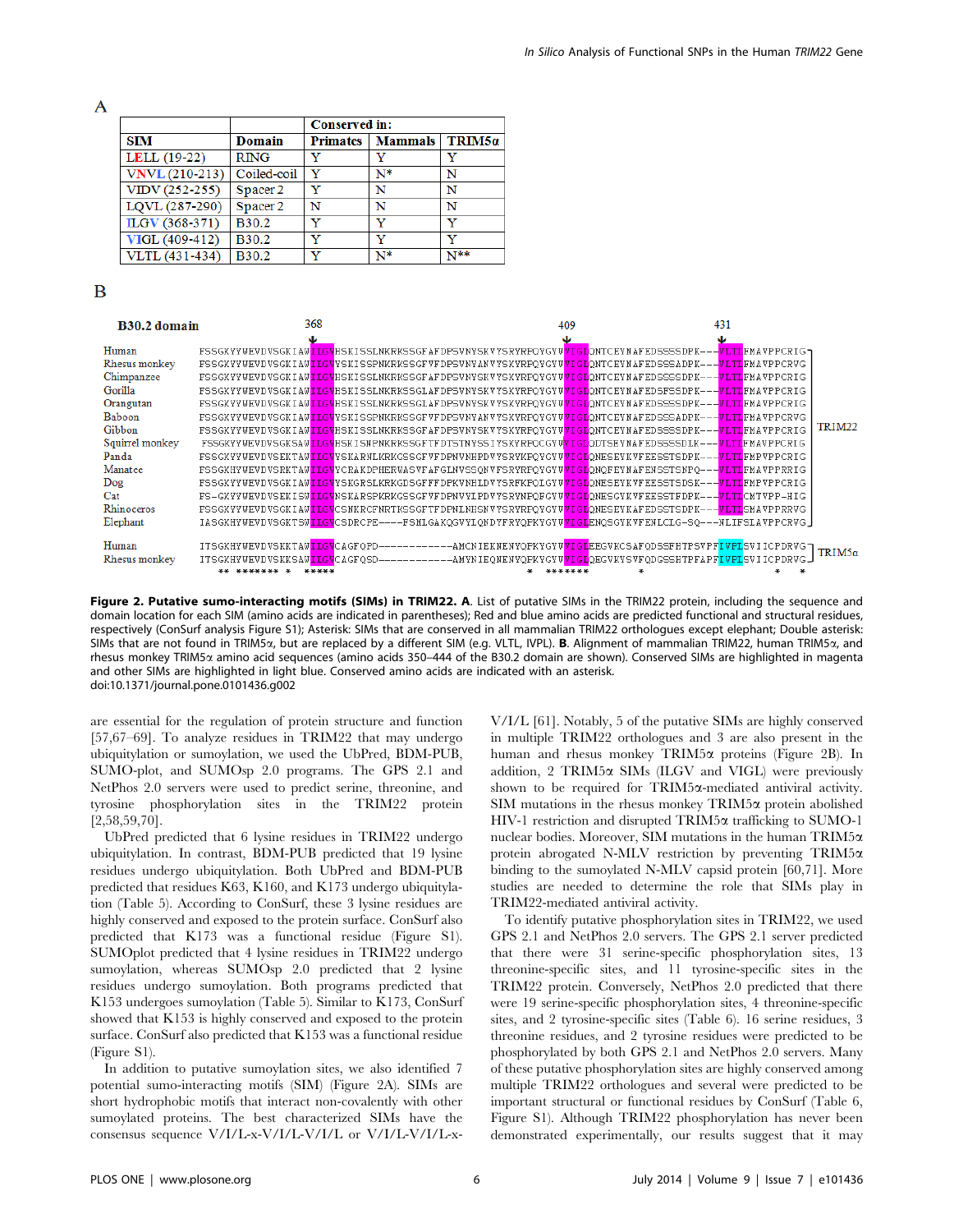A

| SIM | Domain | Conserved in: | | |
|---|---|---|---|---|
| | | Primates | Mammals | TRIM5α |
| LELL (19-22) | RING | Y | Y | Y |
| VNVL (210-213) | Coiled-coil | Y | N* | N |
| VIDV (252-255) | Spacer 2 | Y | N | N |
| LQVL (287-290) | Spacer 2 | N | N | N |
| ILGV (368-371) | B30.2 | Y | Y | Y |
| VIGL (409-412) | B30.2 | Y | Y | Y |
| VLTL (431-434) | B30.2 | Y | N* | N** |

B

**B30.2 domain**

```
                                    368                                                          409                                   431
Human            FSSGKYYWEVDVSGKIAWILGVHSKISSLNKRKSSGFAFDPSVNYSKVYSRYRPQYGYWVIGLQNTCEYNAFEDSSSSDPK---VLTLFMAVPPCRIG
Rhesus monkey    FSSGKYYWEVDVSGKIAWILGVYSKISSPNKRKSSGFVFDPSVNYANVYSKYRPQYGYWVIGLQNTCEYNAFEDSSSADPK---VLTLFMAVPPCRVG
Chimpanzee       FSSGKYYWEVDVSGKIAWILGVHSKISSLNKRKSSGFAFDPSVNYSKVYSKYRPQYGYWVIGLQNTCEYNAFEDSSSSDPK---VLTLFMAVPPCRIG
Gorilla          FSSGKYYWEVDVSGKIAWILGVHSKISSLNKRKSSGLAFDPSVNYSKVYSKYRPQYGYWVIGLQNTCEYNAFEDSFSSDPK---VLTLFMAVPPCRIG
Orangutan        FSSGKYYWEVDVSGKIAWILGVHSKISSLNKRKSSGLAFDPSVNYSKVYSKYRPQYGYWVIGLQNTCEYNAFEDSSSSDPK---VLTLFMAVPPCRIG
Baboon           FSSGKYYWEVDVSGKIAWILGVYSKISSPNKRKSSGFVFDPSVNYANVYSKYRPQYGYWVIGLQNTCEYNAFEDSSSADPK---VLTLFMAVPPCRVG
Gibbon           FSSGKYYWEVDVSGKIAWILGVHSKISSLNKRKSSGFAFDPSVNYSKVYSKYRPQYGYWVIGLQNTCEYNAFEDSSSSDPK---VLTLFMAVPPCRIG   TRIM22
Squirrel monkey  FSSGKYYWEVDVSGKSAWILGVHSKISNPNKRKSSGFTFDTSTNYSSIYSKYRPQCGYWVIGLQDTSEYNAFEDSSSSDLK---VLTLFMAVPPCRIG
Panda            FSSGKYYWEVDVSEKTAWILGVYSKARNLKRKGSGFVFDPNVNHPDVYSRYKPQYGYWVIGLQNESEYKVFEESSTSDPK---VLTLFMPVPPCRIG
Manatee          FSSGKHYWEVDVSGKIAWILGVYCRAKDPHERWASVFAFGLNVSSQNYFSRYRPQYGYWVIGLQNQFEYNAFENSSTSNPQ---VLTLFMAVPPRRIG
Dog              FSSGKYYWEVDVSGKIAWILGVYSKGRSLKRKGDSGFFFDPKVNHLDVYSRFKPQLGYWVIGLQNESEYKVFEESSTSDSK---VLTLFMPVPPCRIG
Cat              FS-GKYYWEVDVSEKISWILGVNSKARSPKRKGSSGFVFDPNVVIPDVYSRYNPQPGYWVIGLQNESGYKVFEESSTFDPK---VLTLCMTVPP-HIG
Rhinoceros       FSSGKYYWEVDVSGKIAWILGVCSNKRCFNRTKSSGFTFDPNLNHSNVYSRYRPQYGYWVIGLQNESEYKAFEDSSTSDPK---VLTLFMAVPPRRVG
Elephant         IASGKHYWEVDVSGKTSWILGVCSDKRCPE----FSHLGAKQGVYLQNDYFRYQPKYGYWVIGLENQSGYKVFENLCLG-SQ---NLIFSLAVPPCRVG

Human            ITSGKHYWEVDVSKKTAWILGVCAGFQPD------------AMCNIEKNENYQPKYGYWVIGLEEGVKCSAFQDSSFHTPSVPFIVPLSVIICPDRVG   TRIM5α
Rhesus monkey    ITSGKHYWEVDVSKKSAWILGVCAGFQSD------------AMYNIEQNENYQPKYGYWVIGLEGVKYSVFQDGSSHTPFAPFIVPLSVIICPDRVG
                    ** ******* *   *****                                  *  *******                         *             *  *
```

**Figure 2. Putative sumo-interacting motifs (SIMs) in TRIM22. A**. List of putative SIMs in the TRIM22 protein, including the sequence and domain location for each SIM (amino acids are indicated in parentheses); Red and blue amino acids are predicted functional and structural residues, respectively (ConSurf analysis Figure S1); Asterisk: SIMs that are conserved in all mammalian TRIM22 orthologues except elephant; Double asterisk: SIMs that are not found in TRIM5α, but are replaced by a different SIM (e.g. VLTL, IVPL). **B**. Alignment of mammalian TRIM22, human TRIM5α, and rhesus monkey TRIM5α amino acid sequences (amino acids 350–444 of the B30.2 domain are shown). Conserved SIMs are highlighted in magenta and other SIMs are highlighted in light blue. Conserved amino acids are indicated with an asterisk.
doi:10.1371/journal.pone.0101436.g002

are essential for the regulation of protein structure and function [57,67–69]. To analyze residues in TRIM22 that may undergo ubiquitylation or sumoylation, we used the UbPred, BDM-PUB, SUMO-plot, and SUMOsp 2.0 programs. The GPS 2.1 and NetPhos 2.0 servers were used to predict serine, threonine, and tyrosine phosphorylation sites in the TRIM22 protein [2,58,59,70].

UbPred predicted that 6 lysine residues in TRIM22 undergo ubiquitylation. In contrast, BDM-PUB predicted that 19 lysine residues undergo ubiquitylation. Both UbPred and BDM-PUB predicted that residues K63, K160, and K173 undergo ubiquitylation (Table 5). According to ConSurf, these 3 lysine residues are highly conserved and exposed to the protein surface. ConSurf also predicted that K173 was a functional residue (Figure S1). SUMOplot predicted that 4 lysine residues in TRIM22 undergo sumoylation, whereas SUMOsp 2.0 predicted that 2 lysine residues undergo sumoylation. Both programs predicted that K153 undergoes sumoylation (Table 5). Similar to K173, ConSurf showed that K153 is highly conserved and exposed to the protein surface. ConSurf also predicted that K153 was a functional residue (Figure S1).

In addition to putative sumoylation sites, we also identified 7 potential sumo-interacting motifs (SIM) (Figure 2A). SIMs are short hydrophobic motifs that interact non-covalently with other sumoylated proteins. The best characterized SIMs have the consensus sequence V/I/L-x-V/I/L-V/I/L or V/I/L-V/I/L-x-V/I/L [61]. Notably, 5 of the putative SIMs are highly conserved in multiple TRIM22 orthologues and 3 are also present in the human and rhesus monkey TRIM5α proteins (Figure 2B). In addition, 2 TRIM5α SIMs (ILGV and VIGL) were previously shown to be required for TRIM5α-mediated antiviral activity. SIM mutations in the rhesus monkey TRIM5α protein abolished HIV-1 restriction and disrupted TRIM5α trafficking to SUMO-1 nuclear bodies. Moreover, SIM mutations in the human TRIM5α protein abrogated N-MLV restriction by preventing TRIM5α binding to the sumoylated N-MLV capsid protein [60,71]. More studies are needed to determine the role that SIMs play in TRIM22-mediated antiviral activity.

To identify putative phosphorylation sites in TRIM22, we used GPS 2.1 and NetPhos 2.0 servers. The GPS 2.1 server predicted that there were 31 serine-specific phosphorylation sites, 13 threonine-specific sites, and 11 tyrosine-specific sites in the TRIM22 protein. Conversely, NetPhos 2.0 predicted that there were 19 serine-specific phosphorylation sites, 4 threonine-specific sites, and 2 tyrosine-specific sites (Table 6). 16 serine residues, 3 threonine residues, and 2 tyrosine residues were predicted to be phosphorylated by both GPS 2.1 and NetPhos 2.0 servers. Many of these putative phosphorylation sites are highly conserved among multiple TRIM22 orthologues and several were predicted to be important structural or functional residues by ConSurf (Table 6, Figure S1). Although TRIM22 phosphorylation has never been demonstrated experimentally, our results suggest that it may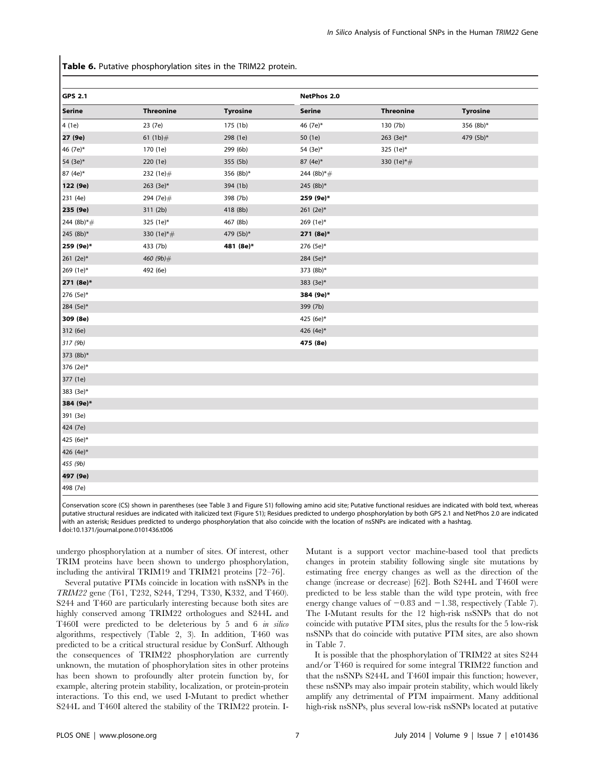**Table 6.** Putative phosphorylation sites in the TRIM22 protein.

| GPS 2.1 | | | NetPhos 2.0 | | |
|---|---|---|---|---|---|
| **Serine** | **Threonine** | **Tyrosine** | **Serine** | **Threonine** | **Tyrosine** |
| 4 (1e) | 23 (7e) | 175 (1b) | 46 (7e)* | 130 (7b) | 356 (8b)* |
| **27 (9e)** | 61 (1b)# | 298 (1e) | 50 (1e) | 263 (3e)* | 479 (5b)* |
| 46 (7e)* | 170 (1e) | 299 (6b) | 54 (3e)* | 325 (1e)* | |
| 54 (3e)* | 220 (1e) | 355 (5b) | 87 (4e)* | 330 (1e)*# | |
| 87 (4e)* | 232 (1e)# | 356 (8b)* | 244 (8b)*# | | |
| **122 (9e)** | 263 (3e)* | 394 (1b) | 245 (8b)* | | |
| 231 (4e) | 294 (7e)# | 398 (7b) | **259 (9e)*** | | |
| **235 (9e)** | 311 (2b) | 418 (8b) | 261 (2e)* | | |
| 244 (8b)*# | 325 (1e)* | 467 (8b) | 269 (1e)* | | |
| 245 (8b)* | 330 (1e)*# | 479 (5b)* | **271 (8e)*** | | |
| **259 (9e)*** | 433 (7b) | **481 (8e)*** | 276 (5e)* | | |
| 261 (2e)* | *460 (9b)#* | | 284 (5e)* | | |
| 269 (1e)* | 492 (6e) | | 373 (8b)* | | |
| **271 (8e)*** | | | 383 (3e)* | | |
| 276 (5e)* | | | **384 (9e)*** | | |
| 284 (5e)* | | | 399 (7b) | | |
| **309 (8e)** | | | 425 (6e)* | | |
| 312 (6e) | | | 426 (4e)* | | |
| *317 (9b)* | | | **475 (8e)** | | |
| 373 (8b)* | | | | | |
| 376 (2e)* | | | | | |
| 377 (1e) | | | | | |
| 383 (3e)* | | | | | |
| **384 (9e)*** | | | | | |
| 391 (3e) | | | | | |
| 424 (7e) | | | | | |
| 425 (6e)* | | | | | |
| 426 (4e)* | | | | | |
| *455 (9b)* | | | | | |
| **497 (9e)** | | | | | |
| 498 (7e) | | | | | |

Conservation score (CS) shown in parentheses (see Table 3 and Figure S1) following amino acid site; Putative functional residues are indicated with bold text, whereas putative structural residues are indicated with italicized text (Figure S1); Residues predicted to undergo phosphorylation by both GPS 2.1 and NetPhos 2.0 are indicated with an asterisk; Residues predicted to undergo phosphorylation that also coincide with the location of nsSNPs are indicated with a hashtag.
doi:10.1371/journal.pone.0101436.t006

undergo phosphorylation at a number of sites. Of interest, other TRIM proteins have been shown to undergo phosphorylation, including the antiviral TRIM19 and TRIM21 proteins [72–76].

Several putative PTMs coincide in location with nsSNPs in the *TRIM22* gene (T61, T232, S244, T294, T330, K332, and T460). S244 and T460 are particularly interesting because both sites are highly conserved among TRIM22 orthologues and S244L and T460I were predicted to be deleterious by 5 and 6 *in silico* algorithms, respectively (Table 2, 3). In addition, T460 was predicted to be a critical structural residue by ConSurf. Although the consequences of TRIM22 phosphorylation are currently unknown, the mutation of phosphorylation sites in other proteins has been shown to profoundly alter protein function by, for example, altering protein stability, localization, or protein-protein interactions. To this end, we used I-Mutant to predict whether S244L and T460I altered the stability of the TRIM22 protein. I-Mutant is a support vector machine-based tool that predicts changes in protein stability following single site mutations by estimating free energy changes as well as the direction of the change (increase or decrease) [62]. Both S244L and T460I were predicted to be less stable than the wild type protein, with free energy change values of $-0.83$ and $-1.38$, respectively (Table 7). The I-Mutant results for the 12 high-risk nsSNPs that do not coincide with putative PTM sites, plus the results for the 5 low-risk nsSNPs that do coincide with putative PTM sites, are also shown in Table 7.

It is possible that the phosphorylation of TRIM22 at sites S244 and/or T460 is required for some integral TRIM22 function and that the nsSNPs S244L and T460I impair this function; however, these nsSNPs may also impair protein stability, which would likely amplify any detrimental of PTM impairment. Many additional high-risk nsSNPs, plus several low-risk nsSNPs located at putative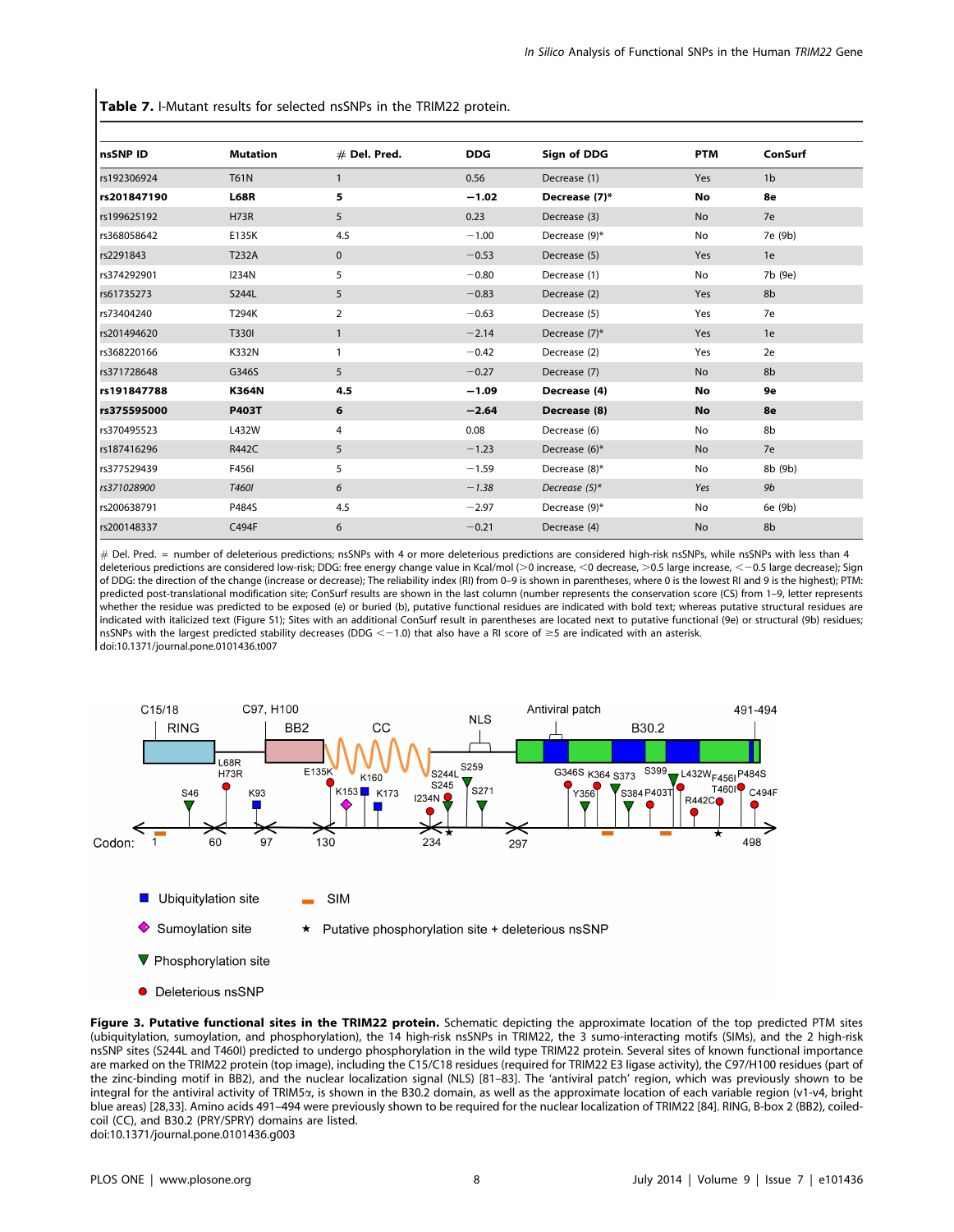**Table 7.** I-Mutant results for selected nsSNPs in the TRIM22 protein.

| nsSNP ID | Mutation | # Del. Pred. | DDG | Sign of DDG | PTM | ConSurf |
|---|---|---|---|---|---|---|
| rs192306924 | T61N | 1 | 0.56 | Decrease (1) | Yes | 1b |
| **rs201847190** | **L68R** | **5** | **−1.02** | **Decrease (7)*** | **No** | **8e** |
| rs199625192 | H73R | 5 | 0.23 | Decrease (3) | No | 7e |
| rs368058642 | E135K | 4.5 | −1.00 | Decrease (9)* | No | 7e (9b) |
| rs2291843 | T232A | 0 | −0.53 | Decrease (5) | Yes | 1e |
| rs374292901 | I234N | 5 | −0.80 | Decrease (1) | No | 7b (9e) |
| rs61735273 | S244L | 5 | −0.83 | Decrease (2) | Yes | 8b |
| rs73404240 | T294K | 2 | −0.63 | Decrease (5) | Yes | 7e |
| rs201494620 | T330I | 1 | −2.14 | Decrease (7)* | Yes | 1e |
| rs368220166 | K332N | 1 | −0.42 | Decrease (2) | Yes | 2e |
| rs371728648 | G346S | 5 | −0.27 | Decrease (7) | No | 8b |
| **rs191847788** | **K364N** | **4.5** | **−1.09** | **Decrease (4)** | **No** | **9e** |
| **rs375595000** | **P403T** | **6** | **−2.64** | **Decrease (8)** | **No** | **8e** |
| rs370495523 | L432W | 4 | 0.08 | Decrease (6) | No | 8b |
| rs187416296 | R442C | 5 | −1.23 | Decrease (6)* | No | 7e |
| rs377529439 | F456I | 5 | −1.59 | Decrease (8)* | No | 8b (9b) |
| *rs371028900* | *T460I* | *6* | *−1.38* | *Decrease (5)** | *Yes* | *9b* |
| rs200638791 | P484S | 4.5 | −2.97 | Decrease (9)* | No | 6e (9b) |
| rs200148337 | C494F | 6 | −0.21 | Decrease (4) | No | 8b |

# Del. Pred. = number of deleterious predictions; nsSNPs with 4 or more deleterious predictions are considered high-risk nsSNPs, while nsSNPs with less than 4 deleterious predictions are considered low-risk; DDG: free energy change value in Kcal/mol (>0 increase, <0 decrease, >0.5 large increase, <−0.5 large decrease); Sign of DDG: the direction of the change (increase or decrease); The reliability index (RI) from 0–9 is shown in parentheses, where 0 is the lowest RI and 9 is the highest); PTM: predicted post-translational modification site; ConSurf results are shown in the last column (number represents the conservation score (CS) from 1–9, letter represents whether the residue was predicted to be exposed (e) or buried (b), putative functional residues are indicated with bold text; whereas putative structural residues are indicated with italicized text (Figure S1); Sites with an additional ConSurf result in parentheses are located next to putative functional (9e) or structural (9b) residues; nsSNPs with the largest predicted stability decreases (DDG <−1.0) that also have a RI score of ≥5 are indicated with an asterisk.
doi:10.1371/journal.pone.0101436.t007

**Figure 3. Putative functional sites in the TRIM22 protein.** Schematic depicting the approximate location of the top predicted PTM sites (ubiquitylation, sumoylation, and phosphorylation), the 14 high-risk nsSNPs in TRIM22, the 3 sumo-interacting motifs (SIMs), and the 2 high-risk nsSNP sites (S244L and T460I) predicted to undergo phosphorylation in the wild type TRIM22 protein. Several sites of known functional importance are marked on the TRIM22 protein (top image), including the C15/C18 residues (required for TRIM22 E3 ligase activity), the C97/H100 residues (part of the zinc-binding motif in BB2), and the nuclear localization signal (NLS) [81–83]. The 'antiviral patch' region, which was previously shown to be integral for the antiviral activity of TRIM5α, is shown in the B30.2 domain, as well as the approximate location of each variable region (v1-v4, bright blue areas) [28,33]. Amino acids 491–494 were previously shown to be required for the nuclear localization of TRIM22 [84]. RING, B-box 2 (BB2), coiled-coil (CC), and B30.2 (PRY/SPRY) domains are listed.
doi:10.1371/journal.pone.0101436.g003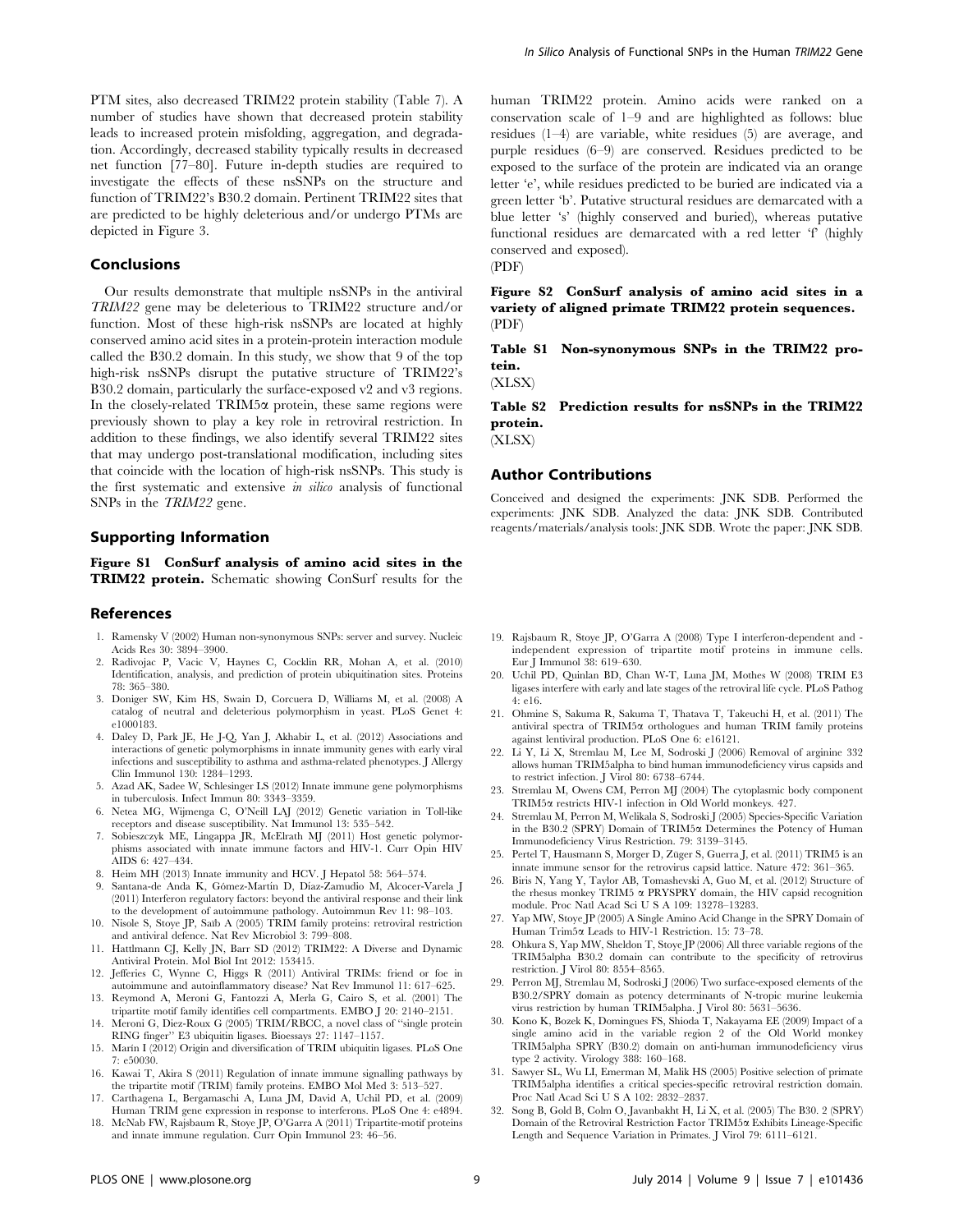PTM sites, also decreased TRIM22 protein stability (Table 7). A number of studies have shown that decreased protein stability leads to increased protein misfolding, aggregation, and degradation. Accordingly, decreased stability typically results in decreased net function [77–80]. Future in-depth studies are required to investigate the effects of these nsSNPs on the structure and function of TRIM22's B30.2 domain. Pertinent TRIM22 sites that are predicted to be highly deleterious and/or undergo PTMs are depicted in Figure 3.

## Conclusions

Our results demonstrate that multiple nsSNPs in the antiviral *TRIM22* gene may be deleterious to TRIM22 structure and/or function. Most of these high-risk nsSNPs are located at highly conserved amino acid sites in a protein-protein interaction module called the B30.2 domain. In this study, we show that 9 of the top high-risk nsSNPs disrupt the putative structure of TRIM22's B30.2 domain, particularly the surface-exposed v2 and v3 regions. In the closely-related TRIM5α protein, these same regions were previously shown to play a key role in retroviral restriction. In addition to these findings, we also identify several TRIM22 sites that may undergo post-translational modification, including sites that coincide with the location of high-risk nsSNPs. This study is the first systematic and extensive *in silico* analysis of functional SNPs in the *TRIM22* gene.

## Supporting Information

**Figure S1 ConSurf analysis of amino acid sites in the TRIM22 protein.** Schematic showing ConSurf results for the human TRIM22 protein. Amino acids were ranked on a conservation scale of 1–9 and are highlighted as follows: blue residues (1–4) are variable, white residues (5) are average, and purple residues (6–9) are conserved. Residues predicted to be exposed to the surface of the protein are indicated via an orange letter 'e', while residues predicted to be buried are indicated via a green letter 'b'. Putative structural residues are demarcated with a blue letter 's' (highly conserved and buried), whereas putative functional residues are demarcated with a red letter 'f' (highly conserved and exposed).
(PDF)

**Figure S2 ConSurf analysis of amino acid sites in a variety of aligned primate TRIM22 protein sequences.**
(PDF)

**Table S1 Non-synonymous SNPs in the TRIM22 protein.**
(XLSX)

**Table S2 Prediction results for nsSNPs in the TRIM22 protein.**
(XLSX)

## Author Contributions

Conceived and designed the experiments: JNK SDB. Performed the experiments: JNK SDB. Analyzed the data: JNK SDB. Contributed reagents/materials/analysis tools: JNK SDB. Wrote the paper: JNK SDB.

## References

1. Ramensky V (2002) Human non-synonymous SNPs: server and survey. Nucleic Acids Res 30: 3894–3900.
2. Radivojac P, Vacic V, Haynes C, Cocklin RR, Mohan A, et al. (2010) Identification, analysis, and prediction of protein ubiquitination sites. Proteins 78: 365–380.
3. Doniger SW, Kim HS, Swain D, Corcuera D, Williams M, et al. (2008) A catalog of neutral and deleterious polymorphism in yeast. PLoS Genet 4: e1000183.
4. Daley D, Park JE, He J-Q, Yan J, Akhabir L, et al. (2012) Associations and interactions of genetic polymorphisms in innate immunity genes with early viral infections and susceptibility to asthma and asthma-related phenotypes. J Allergy Clin Immunol 130: 1284–1293.
5. Azad AK, Sadee W, Schlesinger LS (2012) Innate immune gene polymorphisms in tuberculosis. Infect Immun 80: 3343–3359.
6. Netea MG, Wijmenga C, O'Neill LAJ (2012) Genetic variation in Toll-like receptors and disease susceptibility. Nat Immunol 13: 535–542.
7. Sobieszczyk ME, Lingappa JR, McElrath MJ (2011) Host genetic polymorphisms associated with innate immune factors and HIV-1. Curr Opin HIV AIDS 6: 427–434.
8. Heim MH (2013) Innate immunity and HCV. J Hepatol 58: 564–574.
9. Santana-de Anda K, Gómez-Martín D, Díaz-Zamudio M, Alcocer-Varela J (2011) Interferon regulatory factors: beyond the antiviral response and their link to the development of autoimmune pathology. Autoimmun Rev 11: 98–103.
10. Nisole S, Stoye JP, Saïb A (2005) TRIM family proteins: retroviral restriction and antiviral defence. Nat Rev Microbiol 3: 799–808.
11. Hattlmann CJ, Kelly JN, Barr SD (2012) TRIM22: A Diverse and Dynamic Antiviral Protein. Mol Biol Int 2012: 153415.
12. Jefferies C, Wynne C, Higgs R (2011) Antiviral TRIMs: friend or foe in autoimmune and autoinflammatory disease? Nat Rev Immunol 11: 617–625.
13. Reymond A, Meroni G, Fantozzi A, Merla G, Cairo S, et al. (2001) The tripartite motif family identifies cell compartments. EMBO J 20: 2140–2151.
14. Meroni G, Diez-Roux G (2005) TRIM/RBCC, a novel class of ''single protein RING finger'' E3 ubiquitin ligases. Bioessays 27: 1147–1157.
15. Marín I (2012) Origin and diversification of TRIM ubiquitin ligases. PLoS One 7: e50030.
16. Kawai T, Akira S (2011) Regulation of innate immune signalling pathways by the tripartite motif (TRIM) family proteins. EMBO Mol Med 3: 513–527.
17. Carthagena L, Bergamaschi A, Luna JM, David A, Uchil PD, et al. (2009) Human TRIM gene expression in response to interferons. PLoS One 4: e4894.
18. McNab FW, Rajsbaum R, Stoye JP, O'Garra A (2011) Tripartite-motif proteins and innate immune regulation. Curr Opin Immunol 23: 46–56.
19. Rajsbaum R, Stoye JP, O'Garra A (2008) Type I interferon-dependent and -independent expression of tripartite motif proteins in immune cells. Eur J Immunol 38: 619–630.
20. Uchil PD, Quinlan BD, Chan W-T, Luna JM, Mothes W (2008) TRIM E3 ligases interfere with early and late stages of the retroviral life cycle. PLoS Pathog 4: e16.
21. Ohmine S, Sakuma R, Sakuma T, Thatava T, Takeuchi H, et al. (2011) The antiviral spectra of TRIM5α orthologues and human TRIM family proteins against lentiviral production. PLoS One 6: e16121.
22. Li Y, Li X, Stremlau M, Lee M, Sodroski J (2006) Removal of arginine 332 allows human TRIM5alpha to bind human immunodeficiency virus capsids and to restrict infection. J Virol 80: 6738–6744.
23. Stremlau M, Owens CM, Perron MJ (2004) The cytoplasmic body component TRIM5α restricts HIV-1 infection in Old World monkeys. 427.
24. Stremlau M, Perron M, Welikala S, Sodroski J (2005) Species-Specific Variation in the B30.2 (SPRY) Domain of TRIM5α Determines the Potency of Human Immunodeficiency Virus Restriction. 79: 3139–3145.
25. Pertel T, Hausmann S, Morger D, Züger S, Guerra J, et al. (2011) TRIM5 is an innate immune sensor for the retrovirus capsid lattice. Nature 472: 361–365.
26. Biris N, Yang Y, Taylor AB, Tomashevski A, Guo M, et al. (2012) Structure of the rhesus monkey TRIM5 α PRYSPRY domain, the HIV capsid recognition module. Proc Natl Acad Sci U S A 109: 13278–13283.
27. Yap MW, Stoye JP (2005) A Single Amino Acid Change in the SPRY Domain of Human Trim5α Leads to HIV-1 Restriction. 15: 73–78.
28. Ohkura S, Yap MW, Sheldon T, Stoye JP (2006) All three variable regions of the TRIM5alpha B30.2 domain can contribute to the specificity of retrovirus restriction. J Virol 80: 8554–8565.
29. Perron MJ, Stremlau M, Sodroski J (2006) Two surface-exposed elements of the B30.2/SPRY domain as potency determinants of N-tropic murine leukemia virus restriction by human TRIM5alpha. J Virol 80: 5631–5636.
30. Kono K, Bozek K, Domingues FS, Shioda T, Nakayama EE (2009) Impact of a single amino acid in the variable region 2 of the Old World monkey TRIM5alpha SPRY (B30.2) domain on anti-human immunodeficiency virus type 2 activity. Virology 388: 160–168.
31. Sawyer SL, Wu LI, Emerman M, Malik HS (2005) Positive selection of primate TRIM5alpha identifies a critical species-specific retroviral restriction domain. Proc Natl Acad Sci U S A 102: 2832–2837.
32. Song B, Gold B, Colm O, Javanbakht H, Li X, et al. (2005) The B30. 2 (SPRY) Domain of the Retroviral Restriction Factor TRIM5α Exhibits Lineage-Specific Length and Sequence Variation in Primates. J Virol 79: 6111–6121.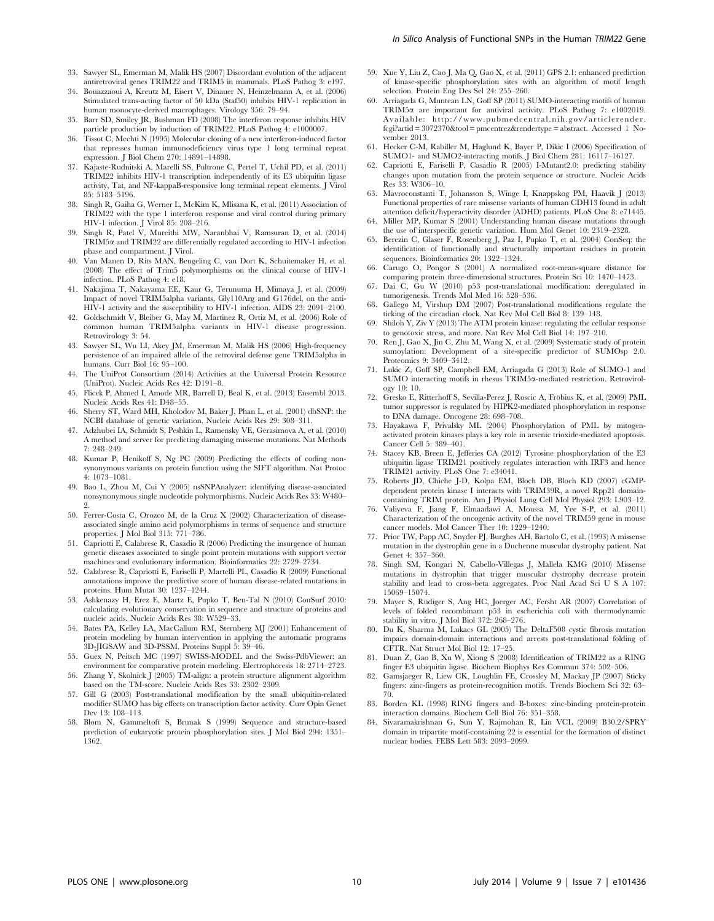33. Sawyer SL, Emerman M, Malik HS (2007) Discordant evolution of the adjacent antiretroviral genes TRIM22 and TRIM5 in mammals. PLoS Pathog 3: e197.
34. Bouazzaoui A, Kreutz M, Eisert V, Dinauer N, Heinzelmann A, et al. (2006) Stimulated trans-acting factor of 50 kDa (Staf50) inhibits HIV-1 replication in human monocyte-derived macrophages. Virology 356: 79–94.
35. Barr SD, Smiley JR, Bushman FD (2008) The interferon response inhibits HIV particle production by induction of TRIM22. PLoS Pathog 4: e1000007.
36. Tissot C, Mechti N (1995) Molecular cloning of a new interferon-induced factor that represses human immunodeficiency virus type 1 long terminal repeat expression. J Biol Chem 270: 14891–14898.
37. Kajaste-Rudnitski A, Marelli SS, Pultrone C, Pertel T, Uchil PD, et al. (2011) TRIM22 inhibits HIV-1 transcription independently of its E3 ubiquitin ligase activity, Tat, and NF-kappaB-responsive long terminal repeat elements. J Virol 85: 5183–5196.
38. Singh R, Gaiha G, Werner L, McKim K, Mlisana K, et al. (2011) Association of TRIM22 with the type 1 interferon response and viral control during primary HIV-1 infection. J Virol 85: 208–216.
39. Singh R, Patel V, Mureithi MW, Naranbhai V, Ramsuran D, et al. (2014) TRIM5α and TRIM22 are differentially regulated according to HIV-1 infection phase and compartment. J Virol.
40. Van Manen D, Rits MAN, Beugeling C, van Dort K, Schuitemaker H, et al. (2008) The effect of Trim5 polymorphisms on the clinical course of HIV-1 infection. PLoS Pathog 4: e18.
41. Nakajima T, Nakayama EE, Kaur G, Terunuma H, Mimaya J, et al. (2009) Impact of novel TRIM5alpha variants, Gly110Arg and G176del, on the anti-HIV-1 activity and the susceptibility to HIV-1 infection. AIDS 23: 2091–2100.
42. Goldschmidt V, Bleiber G, May M, Martinez R, Ortiz M, et al. (2006) Role of common human TRIM5alpha variants in HIV-1 disease progression. Retrovirology 3: 54.
43. Sawyer SL, Wu LI, Akey JM, Emerman M, Malik HS (2006) High-frequency persistence of an impaired allele of the retroviral defense gene TRIM5alpha in humans. Curr Biol 16: 95–100.
44. The UniProt Consortium (2014) Activities at the Universal Protein Resource (UniProt). Nucleic Acids Res 42: D191–8.
45. Flicek P, Ahmed I, Amode MR, Barrell D, Beal K, et al. (2013) Ensembl 2013. Nucleic Acids Res 41: D48–55.
46. Sherry ST, Ward MH, Kholodov M, Baker J, Phan L, et al. (2001) dbSNP: the NCBI database of genetic variation. Nucleic Acids Res 29: 308–311.
47. Adzhubei IA, Schmidt S, Peshkin L, Ramensky VE, Gerasimova A, et al. (2010) A method and server for predicting damaging missense mutations. Nat Methods 7: 248–249.
48. Kumar P, Henikoff S, Ng PC (2009) Predicting the effects of coding non-synonymous variants on protein function using the SIFT algorithm. Nat Protoc 4: 1073–1081.
49. Bao L, Zhou M, Cui Y (2005) nsSNPAnalyzer: identifying disease-associated nonsynonymous single nucleotide polymorphisms. Nucleic Acids Res 33: W480–2.
50. Ferrer-Costa C, Orozco M, de la Cruz X (2002) Characterization of disease-associated single amino acid polymorphisms in terms of sequence and structure properties. J Mol Biol 315: 771–786.
51. Capriotti E, Calabrese R, Casadio R (2006) Predicting the insurgence of human genetic diseases associated to single point protein mutations with support vector machines and evolutionary information. Bioinformatics 22: 2729–2734.
52. Calabrese R, Capriotti E, Fariselli P, Martelli PL, Casadio R (2009) Functional annotations improve the predictive score of human disease-related mutations in proteins. Hum Mutat 30: 1237–1244.
53. Ashkenazy H, Erez E, Martz E, Pupko T, Ben-Tal N (2010) ConSurf 2010: calculating evolutionary conservation in sequence and structure of proteins and nucleic acids. Nucleic Acids Res 38: W529–33.
54. Bates PA, Kelley LA, MacCallum RM, Sternberg MJ (2001) Enhancement of protein modeling by human intervention in applying the automatic programs 3D-JIGSAW and 3D-PSSM. Proteins Suppl 5: 39–46.
55. Guex N, Peitsch MC (1997) SWISS-MODEL and the Swiss-PdbViewer: an environment for comparative protein modeling. Electrophoresis 18: 2714–2723.
56. Zhang Y, Skolnick J (2005) TM-align: a protein structure alignment algorithm based on the TM-score. Nucleic Acids Res 33: 2302–2309.
57. Gill G (2003) Post-translational modification by the small ubiquitin-related modifier SUMO has big effects on transcription factor activity. Curr Opin Genet Dev 13: 108–113.
58. Blom N, Gammeltoft S, Brunak S (1999) Sequence and structure-based prediction of eukaryotic protein phosphorylation sites. J Mol Biol 294: 1351–1362.
59. Xue Y, Liu Z, Cao J, Ma Q, Gao X, et al. (2011) GPS 2.1: enhanced prediction of kinase-specific phosphorylation sites with an algorithm of motif length selection. Protein Eng Des Sel 24: 255–260.
60. Arriagada G, Muntean LN, Goff SP (2011) SUMO-interacting motifs of human TRIM5α are important for antiviral activity. PLoS Pathog 7: e1002019. Available: http://www.pubmedcentral.nih.gov/articlerender.fcgi?artid=3072370&tool=pmcentrez&rendertype=abstract. Accessed 1 November 2013.
61. Hecker C-M, Rabiller M, Haglund K, Bayer P, Dikic I (2006) Specification of SUMO1- and SUMO2-interacting motifs. J Biol Chem 281: 16117–16127.
62. Capriotti E, Fariselli P, Casadio R (2005) I-Mutant2.0: predicting stability changes upon mutation from the protein sequence or structure. Nucleic Acids Res 33: W306–10.
63. Mavroconstanti T, Johansson S, Winge I, Knappskog PM, Haavik J (2013) Functional properties of rare missense variants of human CDH13 found in adult attention deficit/hyperactivity disorder (ADHD) patients. PLoS One 8: e71445.
64. Miller MP, Kumar S (2001) Understanding human disease mutations through the use of interspecific genetic variation. Hum Mol Genet 10: 2319–2328.
65. Berezin C, Glaser F, Rosenberg J, Paz I, Pupko T, et al. (2004) ConSeq: the identification of functionally and structurally important residues in protein sequences. Bioinformatics 20: 1322–1324.
66. Carugo O, Pongor S (2001) A normalized root-mean-square distance for comparing protein three-dimensional structures. Protein Sci 10: 1470–1473.
67. Dai C, Gu W (2010) p53 post-translational modification: deregulated in tumorigenesis. Trends Mol Med 16: 528–536.
68. Gallego M, Virshup DM (2007) Post-translational modifications regulate the ticking of the circadian clock. Nat Rev Mol Cell Biol 8: 139–148.
69. Shiloh Y, Ziv Y (2013) The ATM protein kinase: regulating the cellular response to genotoxic stress, and more. Nat Rev Mol Cell Biol 14: 197–210.
70. Ren J, Gao X, Jin C, Zhu M, Wang X, et al. (2009) Systematic study of protein sumoylation: Development of a site-specific predictor of SUMOsp 2.0. Proteomics 9: 3409–3412.
71. Lukic Z, Goff SP, Campbell EM, Arriagada G (2013) Role of SUMO-1 and SUMO interacting motifs in rhesus TRIM5α-mediated restriction. Retrovirology 10: 10.
72. Gresko E, Ritterhoff S, Sevilla-Perez J, Roscic A, Fröbius K, et al. (2009) PML tumor suppressor is regulated by HIPK2-mediated phosphorylation in response to DNA damage. Oncogene 28: 698–708.
73. Hayakawa F, Privalsky ML (2004) Phosphorylation of PML by mitogen-activated protein kinases plays a key role in arsenic trioxide-mediated apoptosis. Cancer Cell 5: 389–401.
74. Stacey KB, Breen E, Jefferies CA (2012) Tyrosine phosphorylation of the E3 ubiquitin ligase TRIM21 positively regulates interaction with IRF3 and hence TRIM21 activity. PLoS One 7: e34041.
75. Roberts JD, Chiche J-D, Kolpa EM, Bloch DB, Bloch KD (2007) cGMP-dependent protein kinase I interacts with TRIM39R, a novel Rpp21 domain-containing TRIM protein. Am J Physiol Lung Cell Mol Physiol 293: L903–12.
76. Valiyeva F, Jiang F, Elmaadawi A, Moussa M, Yee S-P, et al. (2011) Characterization of the oncogenic activity of the novel TRIM59 gene in mouse cancer models. Mol Cancer Ther 10: 1229–1240.
77. Prior TW, Papp AC, Snyder PJ, Burghes AH, Bartolo C, et al. (1993) A missense mutation in the dystrophin gene in a Duchenne muscular dystrophy patient. Nat Genet 4: 357–360.
78. Singh SM, Kongari N, Cabello-Villegas J, Mallela KMG (2010) Missense mutations in dystrophin that trigger muscular dystrophy decrease protein stability and lead to cross-beta aggregates. Proc Natl Acad Sci U S A 107: 15069–15074.
79. Mayer S, Rüdiger S, Ang HC, Joerger AC, Fersht AR (2007) Correlation of levels of folded recombinant p53 in escherichia coli with thermodynamic stability in vitro. J Mol Biol 372: 268–276.
80. Du K, Sharma M, Lukacs GL (2005) The DeltaF508 cystic fibrosis mutation impairs domain-domain interactions and arrests post-translational folding of CFTR. Nat Struct Mol Biol 12: 17–25.
81. Duan Z, Gao B, Xu W, Xiong S (2008) Identification of TRIM22 as a RING finger E3 ubiquitin ligase. Biochem Biophys Res Commun 374: 502–506.
82. Gamsjaeger R, Liew CK, Loughlin FE, Crossley M, Mackay JP (2007) Sticky fingers: zinc-fingers as protein-recognition motifs. Trends Biochem Sci 32: 63–70.
83. Borden KL (1998) RING fingers and B-boxes: zinc-binding protein-protein interaction domains. Biochem Cell Biol 76: 351–358.
84. Sivaramakrishnan G, Sun Y, Rajmohan R, Lin VCL (2009) B30.2/SPRY domain in tripartite motif-containing 22 is essential for the formation of distinct nuclear bodies. FEBS Lett 583: 2093–2099.